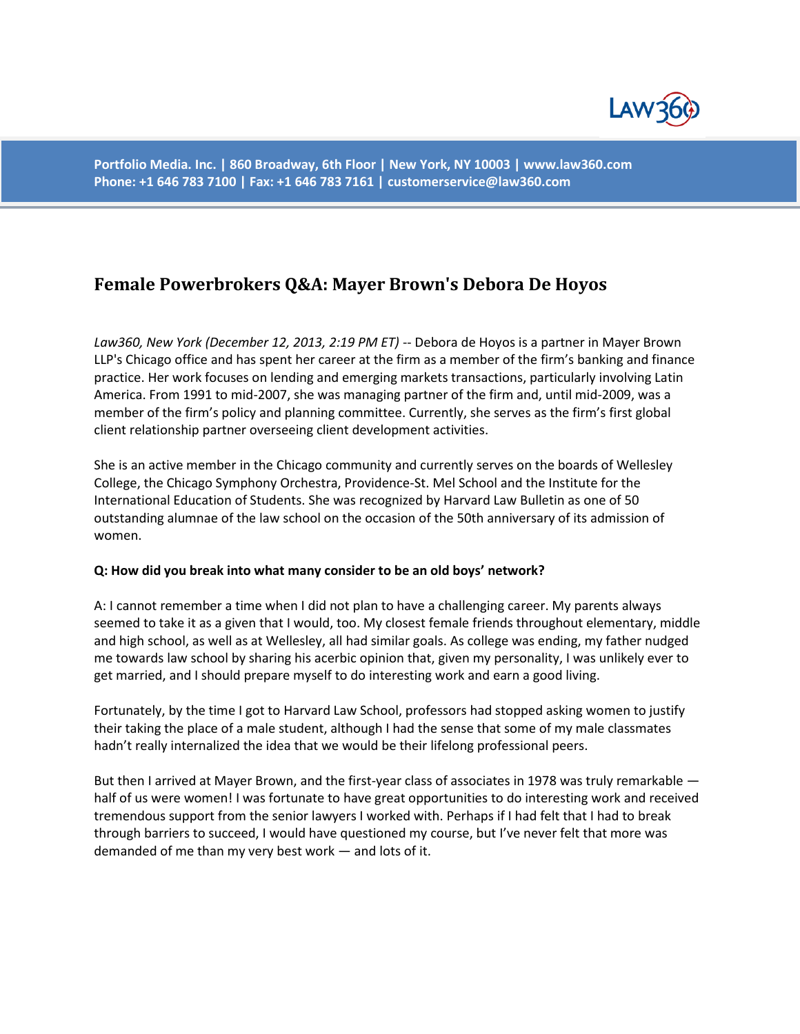Portfolio Media. Inc. | 860 Broadway, 6th Floor | New York, NY 10003 | www.law360.com
Phone: +1 646 783 7100 | Fax: +1 646 783 7161 | customerservice@law360.com

## Female Powerbrokers Q&A: Mayer Brown's Debora De Hoyos

*Law360, New York (December 12, 2013, 2:19 PM ET)* -- Debora de Hoyos is a partner in Mayer Brown LLP's Chicago office and has spent her career at the firm as a member of the firm's banking and finance practice. Her work focuses on lending and emerging markets transactions, particularly involving Latin America. From 1991 to mid-2007, she was managing partner of the firm and, until mid-2009, was a member of the firm's policy and planning committee. Currently, she serves as the firm's first global client relationship partner overseeing client development activities.

She is an active member in the Chicago community and currently serves on the boards of Wellesley College, the Chicago Symphony Orchestra, Providence-St. Mel School and the Institute for the International Education of Students. She was recognized by Harvard Law Bulletin as one of 50 outstanding alumnae of the law school on the occasion of the 50th anniversary of its admission of women.

**Q: How did you break into what many consider to be an old boys' network?**

A: I cannot remember a time when I did not plan to have a challenging career. My parents always seemed to take it as a given that I would, too. My closest female friends throughout elementary, middle and high school, as well as at Wellesley, all had similar goals. As college was ending, my father nudged me towards law school by sharing his acerbic opinion that, given my personality, I was unlikely ever to get married, and I should prepare myself to do interesting work and earn a good living.

Fortunately, by the time I got to Harvard Law School, professors had stopped asking women to justify their taking the place of a male student, although I had the sense that some of my male classmates hadn't really internalized the idea that we would be their lifelong professional peers.

But then I arrived at Mayer Brown, and the first-year class of associates in 1978 was truly remarkable — half of us were women! I was fortunate to have great opportunities to do interesting work and received tremendous support from the senior lawyers I worked with. Perhaps if I had felt that I had to break through barriers to succeed, I would have questioned my course, but I've never felt that more was demanded of me than my very best work — and lots of it.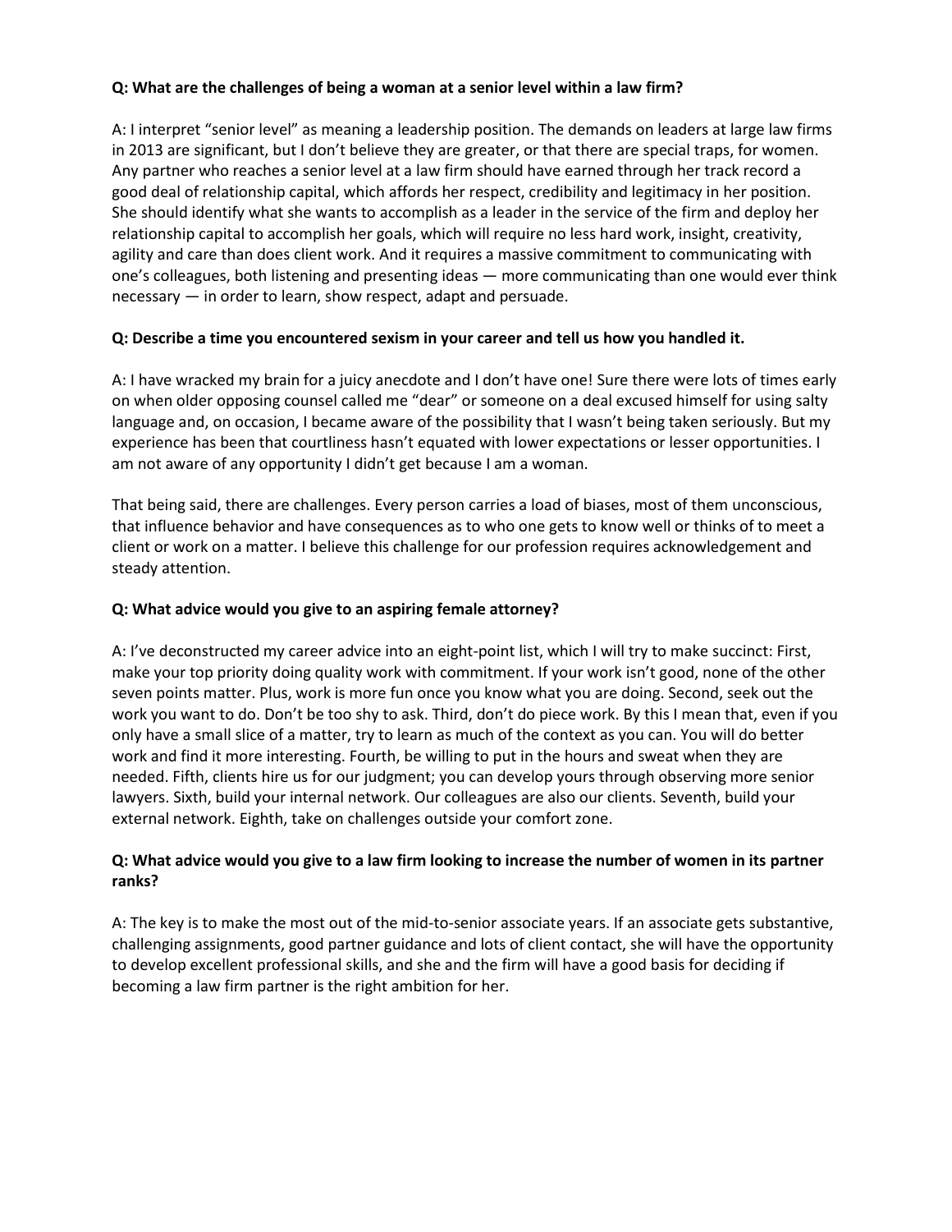**Q: What are the challenges of being a woman at a senior level within a law firm?**

A: I interpret "senior level" as meaning a leadership position. The demands on leaders at large law firms in 2013 are significant, but I don't believe they are greater, or that there are special traps, for women. Any partner who reaches a senior level at a law firm should have earned through her track record a good deal of relationship capital, which affords her respect, credibility and legitimacy in her position. She should identify what she wants to accomplish as a leader in the service of the firm and deploy her relationship capital to accomplish her goals, which will require no less hard work, insight, creativity, agility and care than does client work. And it requires a massive commitment to communicating with one's colleagues, both listening and presenting ideas — more communicating than one would ever think necessary — in order to learn, show respect, adapt and persuade.

**Q: Describe a time you encountered sexism in your career and tell us how you handled it.**

A: I have wracked my brain for a juicy anecdote and I don't have one! Sure there were lots of times early on when older opposing counsel called me "dear" or someone on a deal excused himself for using salty language and, on occasion, I became aware of the possibility that I wasn't being taken seriously. But my experience has been that courtliness hasn't equated with lower expectations or lesser opportunities. I am not aware of any opportunity I didn't get because I am a woman.

That being said, there are challenges. Every person carries a load of biases, most of them unconscious, that influence behavior and have consequences as to who one gets to know well or thinks of to meet a client or work on a matter. I believe this challenge for our profession requires acknowledgement and steady attention.

**Q: What advice would you give to an aspiring female attorney?**

A: I've deconstructed my career advice into an eight-point list, which I will try to make succinct: First, make your top priority doing quality work with commitment. If your work isn't good, none of the other seven points matter. Plus, work is more fun once you know what you are doing. Second, seek out the work you want to do. Don't be too shy to ask. Third, don't do piece work. By this I mean that, even if you only have a small slice of a matter, try to learn as much of the context as you can. You will do better work and find it more interesting. Fourth, be willing to put in the hours and sweat when they are needed. Fifth, clients hire us for our judgment; you can develop yours through observing more senior lawyers. Sixth, build your internal network. Our colleagues are also our clients. Seventh, build your external network. Eighth, take on challenges outside your comfort zone.

**Q: What advice would you give to a law firm looking to increase the number of women in its partner ranks?**

A: The key is to make the most out of the mid-to-senior associate years. If an associate gets substantive, challenging assignments, good partner guidance and lots of client contact, she will have the opportunity to develop excellent professional skills, and she and the firm will have a good basis for deciding if becoming a law firm partner is the right ambition for her.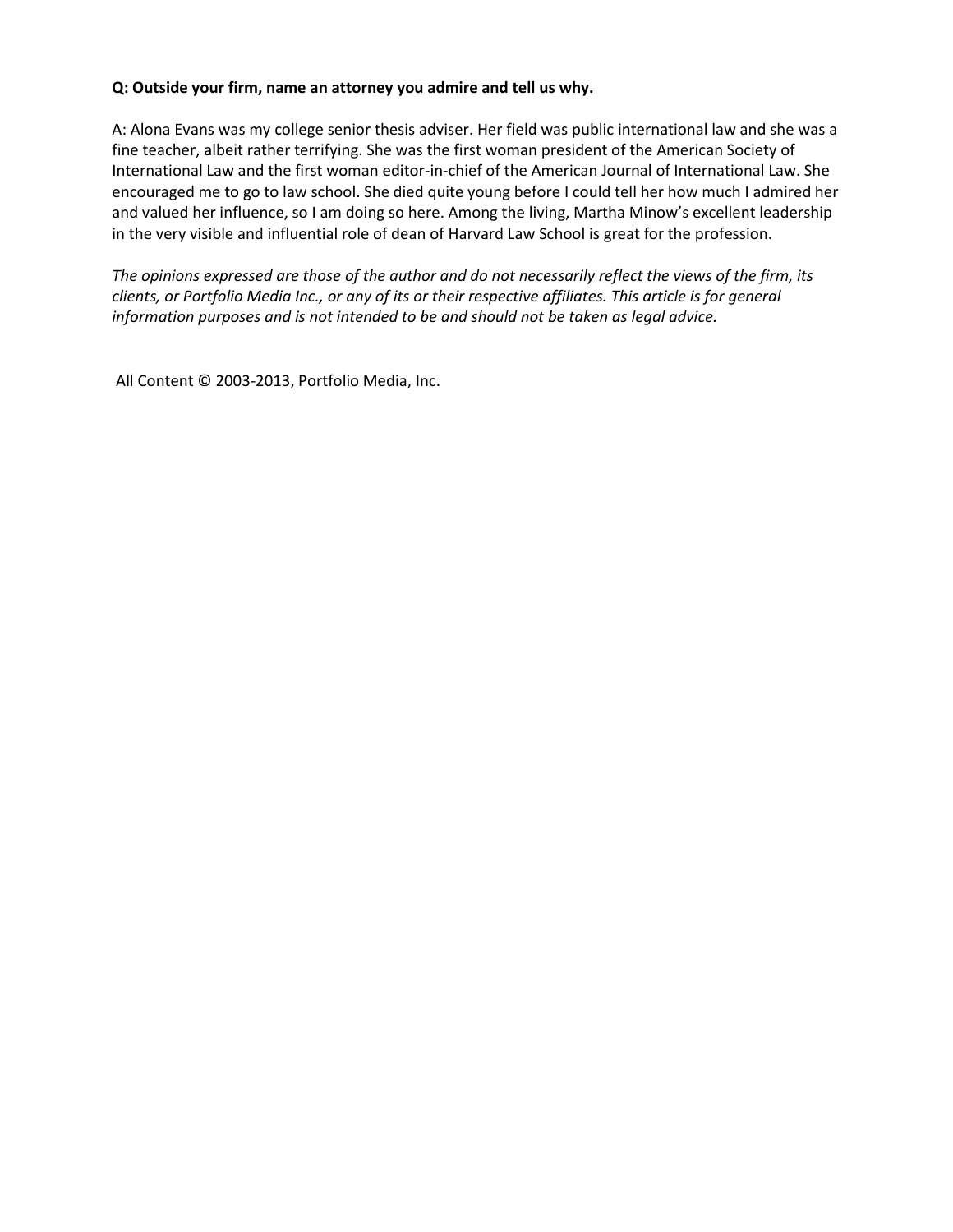**Q: Outside your firm, name an attorney you admire and tell us why.**

A: Alona Evans was my college senior thesis adviser. Her field was public international law and she was a fine teacher, albeit rather terrifying. She was the first woman president of the American Society of International Law and the first woman editor-in-chief of the American Journal of International Law. She encouraged me to go to law school. She died quite young before I could tell her how much I admired her and valued her influence, so I am doing so here. Among the living, Martha Minow's excellent leadership in the very visible and influential role of dean of Harvard Law School is great for the profession.

*The opinions expressed are those of the author and do not necessarily reflect the views of the firm, its clients, or Portfolio Media Inc., or any of its or their respective affiliates. This article is for general information purposes and is not intended to be and should not be taken as legal advice.*

All Content © 2003-2013, Portfolio Media, Inc.